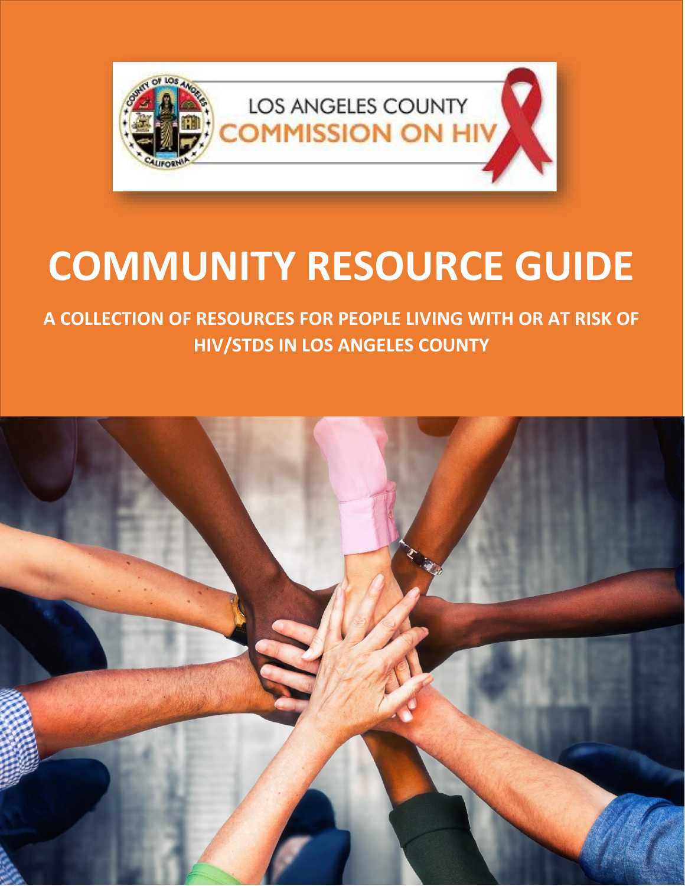LOS ANGELES COUNTY COMMISSION ON HIV

# COMMUNITY RESOURCE GUIDE

**A COLLECTION OF RESOURCES FOR PEOPLE LIVING WITH OR AT RISK OF HIV/STDS IN LOS ANGELES COUNTY**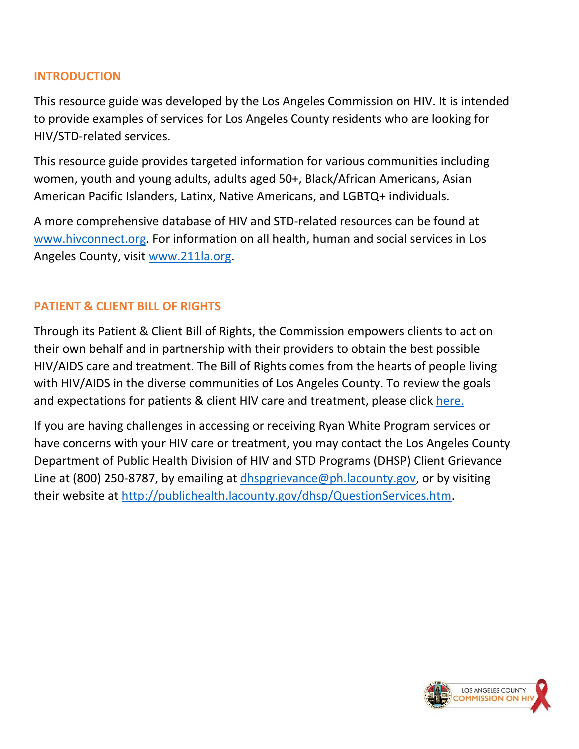## INTRODUCTION

This resource guide was developed by the Los Angeles Commission on HIV. It is intended to provide examples of services for Los Angeles County residents who are looking for HIV/STD-related services.

This resource guide provides targeted information for various communities including women, youth and young adults, adults aged 50+, Black/African Americans, Asian American Pacific Islanders, Latinx, Native Americans, and LGBTQ+ individuals.

A more comprehensive database of HIV and STD-related resources can be found at www.hivconnect.org. For information on all health, human and social services in Los Angeles County, visit www.211la.org.

## PATIENT & CLIENT BILL OF RIGHTS

Through its Patient & Client Bill of Rights, the Commission empowers clients to act on their own behalf and in partnership with their providers to obtain the best possible HIV/AIDS care and treatment. The Bill of Rights comes from the hearts of people living with HIV/AIDS in the diverse communities of Los Angeles County. To review the goals and expectations for patients & client HIV care and treatment, please click here.

If you are having challenges in accessing or receiving Ryan White Program services or have concerns with your HIV care or treatment, you may contact the Los Angeles County Department of Public Health Division of HIV and STD Programs (DHSP) Client Grievance Line at (800) 250-8787, by emailing at dhspgrievance@ph.lacounty.gov, or by visiting their website at http://publichealth.lacounty.gov/dhsp/QuestionServices.htm.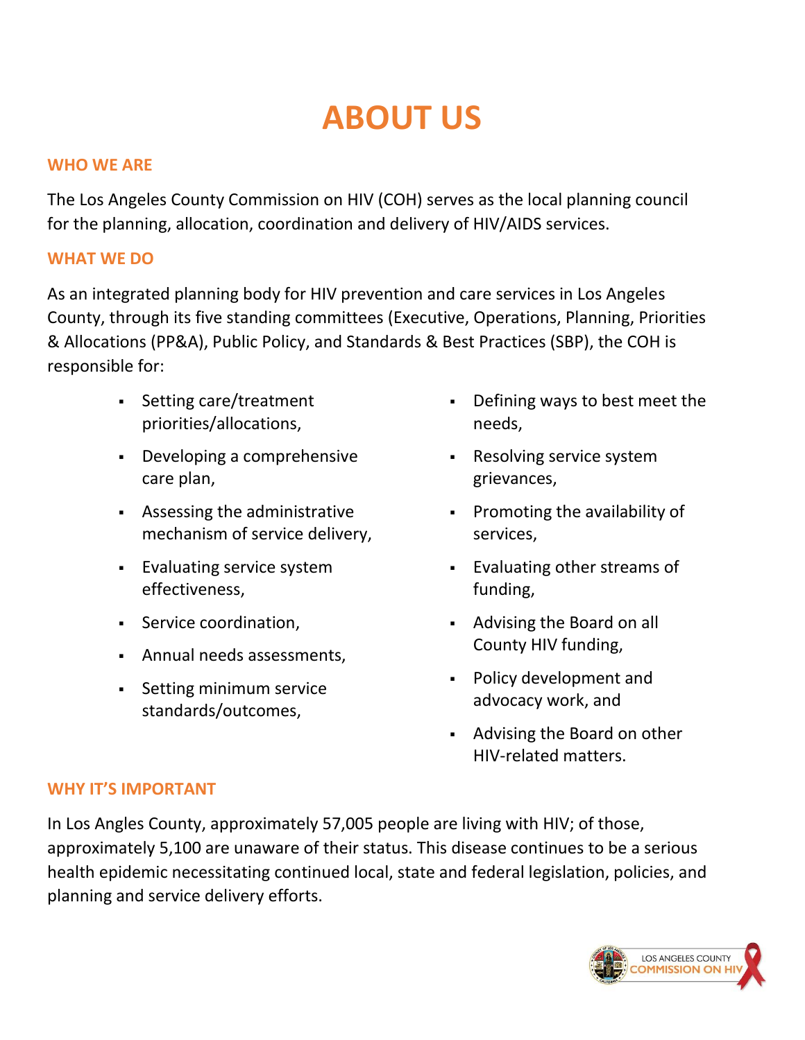# ABOUT US

## WHO WE ARE

The Los Angeles County Commission on HIV (COH) serves as the local planning council for the planning, allocation, coordination and delivery of HIV/AIDS services.

## WHAT WE DO

As an integrated planning body for HIV prevention and care services in Los Angeles County, through its five standing committees (Executive, Operations, Planning, Priorities & Allocations (PP&A), Public Policy, and Standards & Best Practices (SBP), the COH is responsible for:

- Setting care/treatment priorities/allocations,
- Developing a comprehensive care plan,
- Assessing the administrative mechanism of service delivery,
- Evaluating service system effectiveness,
- Service coordination,
- Annual needs assessments,
- Setting minimum service standards/outcomes,
- Defining ways to best meet the needs,
- Resolving service system grievances,
- Promoting the availability of services,
- Evaluating other streams of funding,
- Advising the Board on all County HIV funding,
- Policy development and advocacy work, and
- Advising the Board on other HIV-related matters.

## WHY IT'S IMPORTANT

In Los Angles County, approximately 57,005 people are living with HIV; of those, approximately 5,100 are unaware of their status. This disease continues to be a serious health epidemic necessitating continued local, state and federal legislation, policies, and planning and service delivery efforts.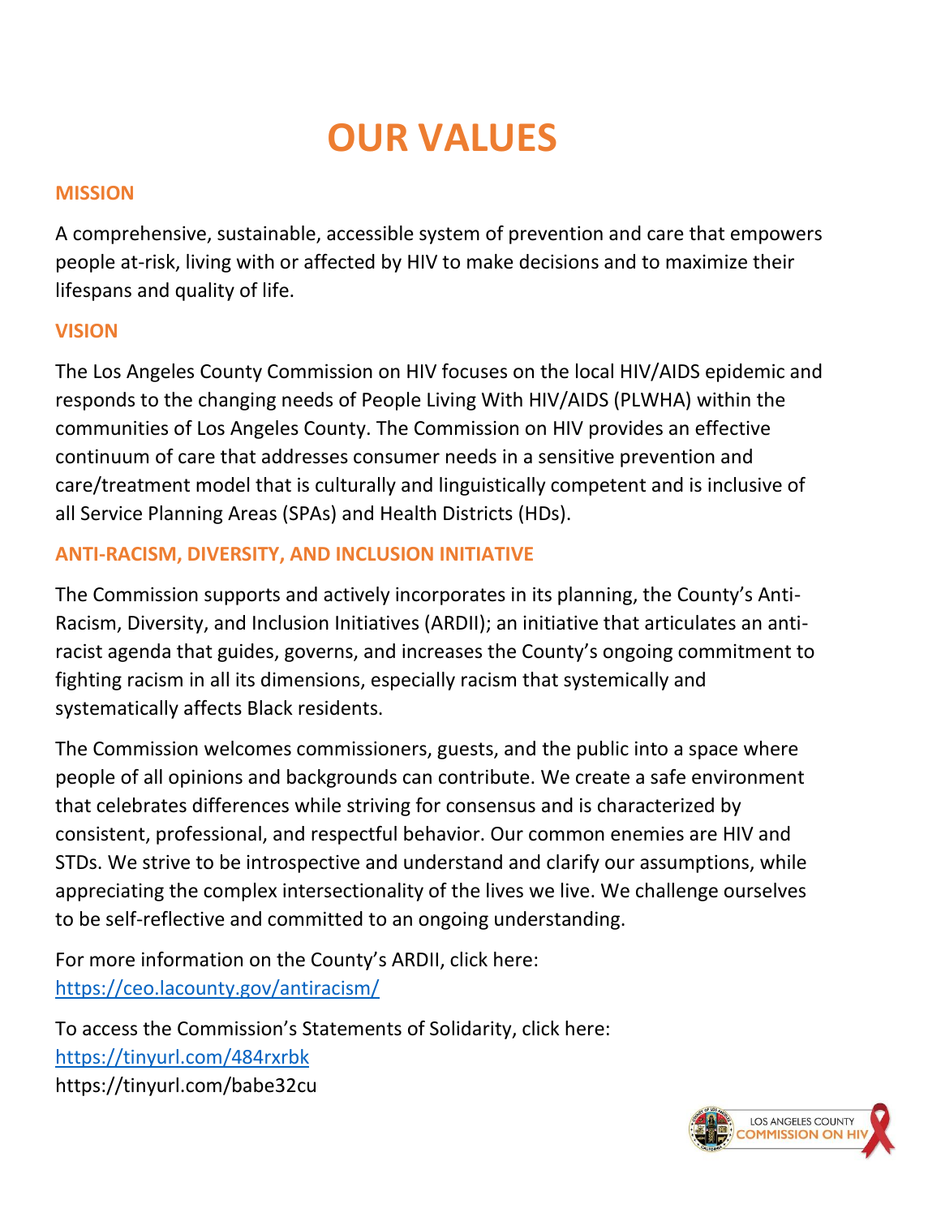# OUR VALUES

## MISSION

A comprehensive, sustainable, accessible system of prevention and care that empowers people at-risk, living with or affected by HIV to make decisions and to maximize their lifespans and quality of life.

## VISION

The Los Angeles County Commission on HIV focuses on the local HIV/AIDS epidemic and responds to the changing needs of People Living With HIV/AIDS (PLWHA) within the communities of Los Angeles County. The Commission on HIV provides an effective continuum of care that addresses consumer needs in a sensitive prevention and care/treatment model that is culturally and linguistically competent and is inclusive of all Service Planning Areas (SPAs) and Health Districts (HDs).

## ANTI-RACISM, DIVERSITY, AND INCLUSION INITIATIVE

The Commission supports and actively incorporates in its planning, the County's Anti-Racism, Diversity, and Inclusion Initiatives (ARDII); an initiative that articulates an anti-racist agenda that guides, governs, and increases the County's ongoing commitment to fighting racism in all its dimensions, especially racism that systemically and systematically affects Black residents.

The Commission welcomes commissioners, guests, and the public into a space where people of all opinions and backgrounds can contribute. We create a safe environment that celebrates differences while striving for consensus and is characterized by consistent, professional, and respectful behavior. Our common enemies are HIV and STDs. We strive to be introspective and understand and clarify our assumptions, while appreciating the complex intersectionality of the lives we live. We challenge ourselves to be self-reflective and committed to an ongoing understanding.

For more information on the County's ARDII, click here:
https://ceo.lacounty.gov/antiracism/

To access the Commission's Statements of Solidarity, click here:
https://tinyurl.com/484rxrbk
https://tinyurl.com/babe32cu

LOS ANGELES COUNTY COMMISSION ON HIV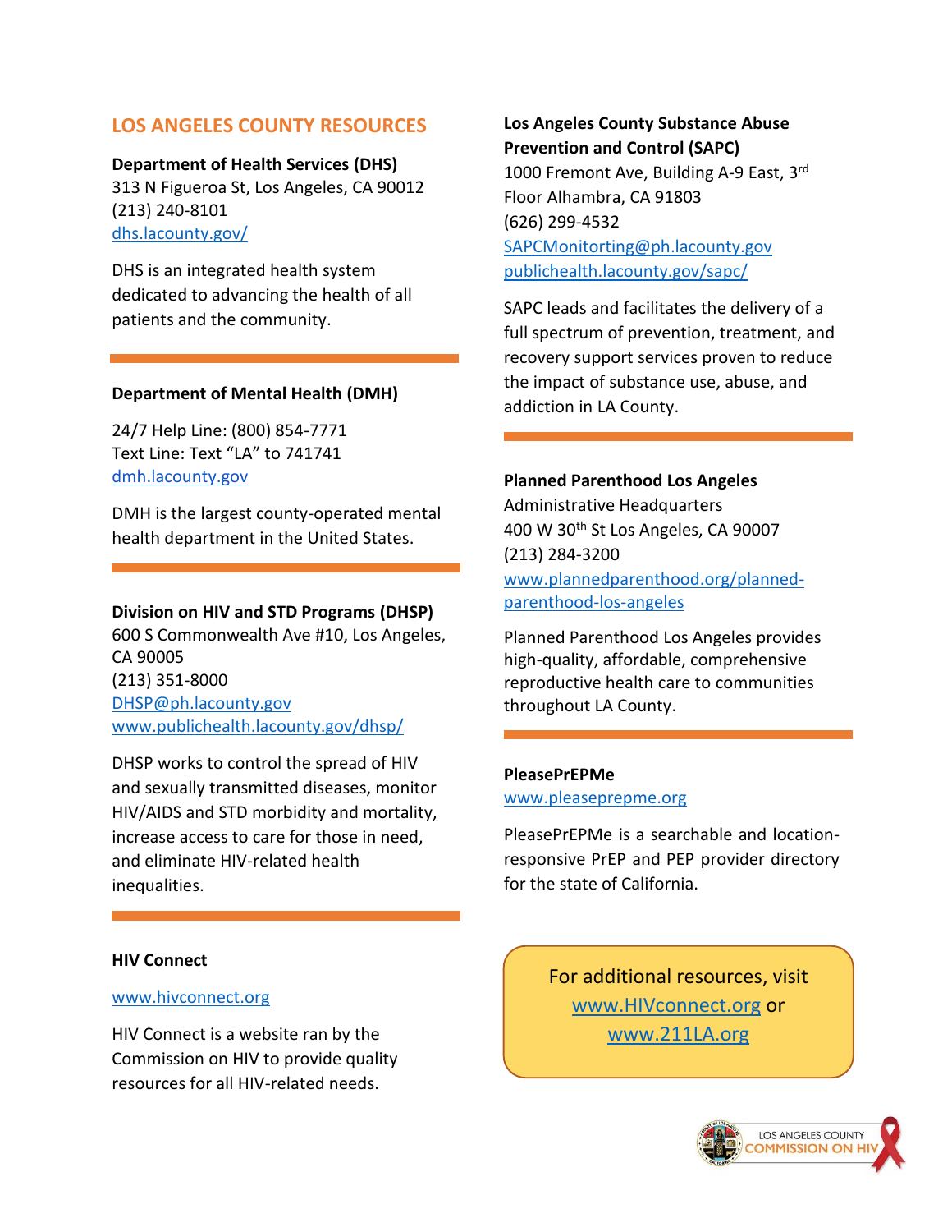## LOS ANGELES COUNTY RESOURCES

**Department of Health Services (DHS)**
313 N Figueroa St, Los Angeles, CA 90012
(213) 240-8101
dhs.lacounty.gov/

DHS is an integrated health system dedicated to advancing the health of all patients and the community.

**Department of Mental Health (DMH)**

24/7 Help Line: (800) 854-7771
Text Line: Text "LA" to 741741
dmh.lacounty.gov

DMH is the largest county-operated mental health department in the United States.

**Division on HIV and STD Programs (DHSP)**
600 S Commonwealth Ave #10, Los Angeles, CA 90005
(213) 351-8000
DHSP@ph.lacounty.gov
www.publichealth.lacounty.gov/dhsp/

DHSP works to control the spread of HIV and sexually transmitted diseases, monitor HIV/AIDS and STD morbidity and mortality, increase access to care for those in need, and eliminate HIV-related health inequalities.

**HIV Connect**

www.hivconnect.org

HIV Connect is a website ran by the Commission on HIV to provide quality resources for all HIV-related needs.

**Los Angeles County Substance Abuse Prevention and Control (SAPC)**
1000 Fremont Ave, Building A-9 East, 3rd Floor Alhambra, CA 91803
(626) 299-4532
SAPCMonitorting@ph.lacounty.gov
publichealth.lacounty.gov/sapc/

SAPC leads and facilitates the delivery of a full spectrum of prevention, treatment, and recovery support services proven to reduce the impact of substance use, abuse, and addiction in LA County.

**Planned Parenthood Los Angeles**
Administrative Headquarters
400 W 30th St Los Angeles, CA 90007
(213) 284-3200
www.plannedparenthood.org/planned-parenthood-los-angeles

Planned Parenthood Los Angeles provides high-quality, affordable, comprehensive reproductive health care to communities throughout LA County.

**PleasePrEPMe**
www.pleaseprepme.org

PleasePrEPMe is a searchable and location-responsive PrEP and PEP provider directory for the state of California.

For additional resources, visit www.HIVconnect.org or www.211LA.org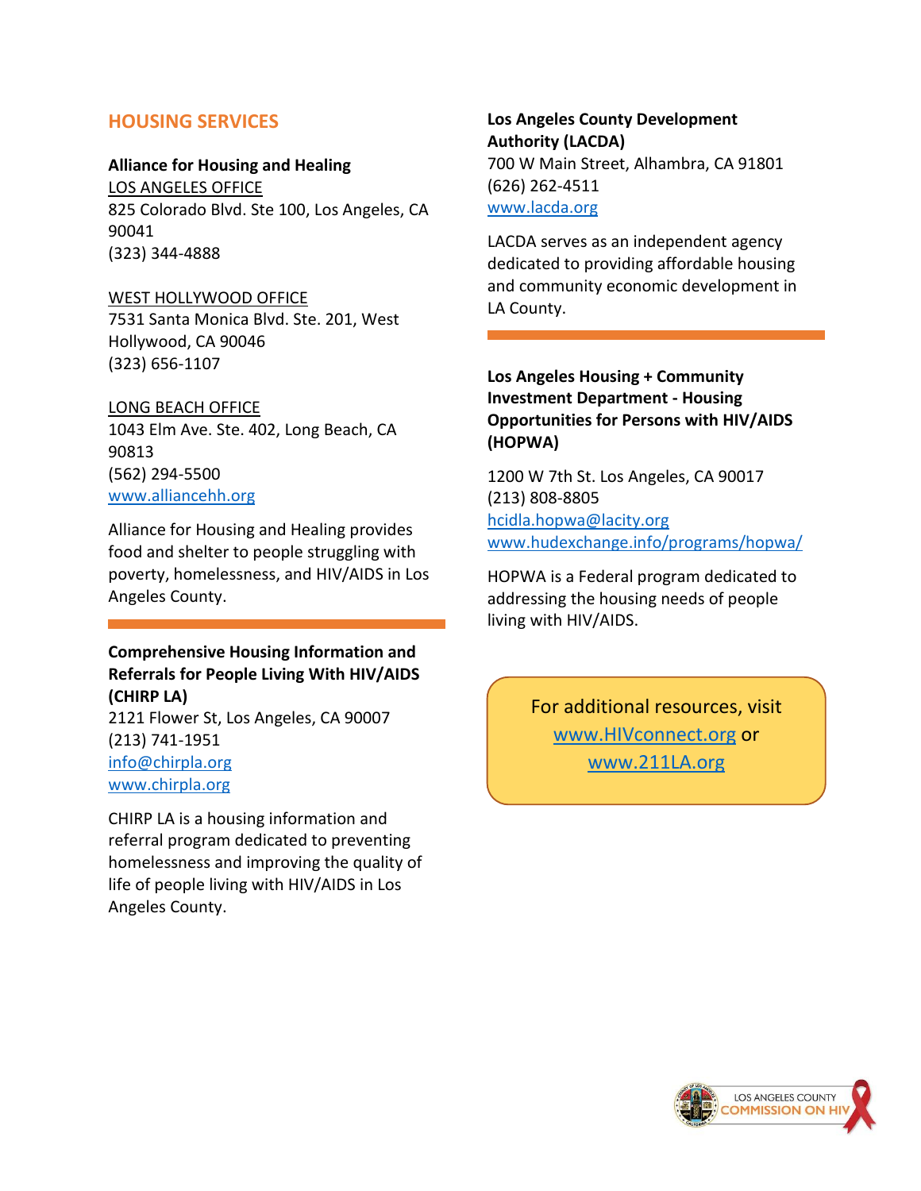## HOUSING SERVICES

**Alliance for Housing and Healing**

LOS ANGELES OFFICE
825 Colorado Blvd. Ste 100, Los Angeles, CA 90041
(323) 344-4888

WEST HOLLYWOOD OFFICE
7531 Santa Monica Blvd. Ste. 201, West Hollywood, CA 90046
(323) 656-1107

LONG BEACH OFFICE
1043 Elm Ave. Ste. 402, Long Beach, CA 90813
(562) 294-5500
www.alliancehh.org

Alliance for Housing and Healing provides food and shelter to people struggling with poverty, homelessness, and HIV/AIDS in Los Angeles County.

---

**Comprehensive Housing Information and Referrals for People Living With HIV/AIDS (CHIRP LA)**
2121 Flower St, Los Angeles, CA 90007
(213) 741-1951
info@chirpla.org
www.chirpla.org

CHIRP LA is a housing information and referral program dedicated to preventing homelessness and improving the quality of life of people living with HIV/AIDS in Los Angeles County.

**Los Angeles County Development Authority (LACDA)**
700 W Main Street, Alhambra, CA 91801
(626) 262-4511
www.lacda.org

LACDA serves as an independent agency dedicated to providing affordable housing and community economic development in LA County.

---

**Los Angeles Housing + Community Investment Department - Housing Opportunities for Persons with HIV/AIDS (HOPWA)**

1200 W 7th St. Los Angeles, CA 90017
(213) 808-8805
hcidla.hopwa@lacity.org
www.hudexchange.info/programs/hopwa/

HOPWA is a Federal program dedicated to addressing the housing needs of people living with HIV/AIDS.

For additional resources, visit www.HIVconnect.org or www.211LA.org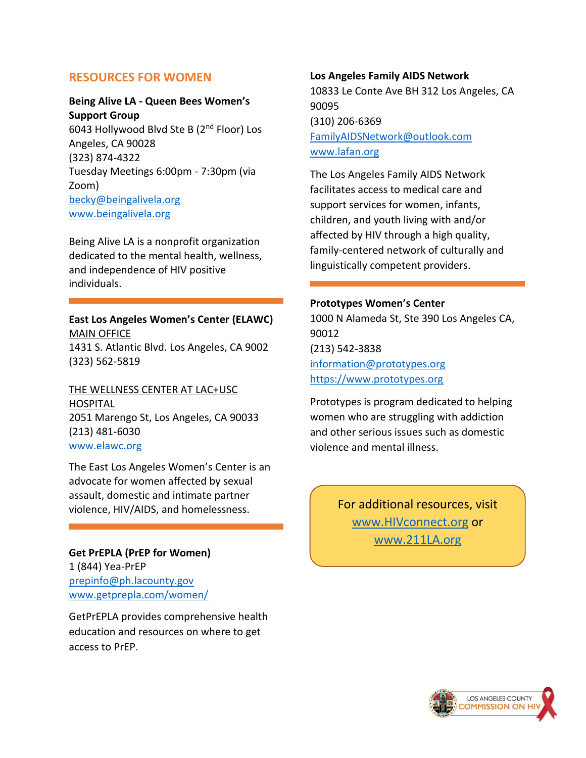## RESOURCES FOR WOMEN

**Being Alive LA - Queen Bees Women's Support Group**
6043 Hollywood Blvd Ste B (2nd Floor) Los Angeles, CA 90028
(323) 874-4322
Tuesday Meetings 6:00pm - 7:30pm (via Zoom)
becky@beingalivela.org
www.beingalivela.org

Being Alive LA is a nonprofit organization dedicated to the mental health, wellness, and independence of HIV positive individuals.

---

**East Los Angeles Women's Center (ELAWC)**
MAIN OFFICE
1431 S. Atlantic Blvd. Los Angeles, CA 9002
(323) 562-5819

THE WELLNESS CENTER AT LAC+USC HOSPITAL
2051 Marengo St, Los Angeles, CA 90033
(213) 481-6030
www.elawc.org

The East Los Angeles Women's Center is an advocate for women affected by sexual assault, domestic and intimate partner violence, HIV/AIDS, and homelessness.

---

**Get PrEPLA (PrEP for Women)**
1 (844) Yea-PrEP
prepinfo@ph.lacounty.gov
www.getprepla.com/women/

GetPrEPLA provides comprehensive health education and resources on where to get access to PrEP.

**Los Angeles Family AIDS Network**
10833 Le Conte Ave BH 312 Los Angeles, CA 90095
(310) 206-6369
FamilyAIDSNetwork@outlook.com
www.lafan.org

The Los Angeles Family AIDS Network facilitates access to medical care and support services for women, infants, children, and youth living with and/or affected by HIV through a high quality, family-centered network of culturally and linguistically competent providers.

---

**Prototypes Women's Center**
1000 N Alameda St, Ste 390 Los Angeles CA, 90012
(213) 542-3838
information@prototypes.org
https://www.prototypes.org

Prototypes is program dedicated to helping women who are struggling with addiction and other serious issues such as domestic violence and mental illness.

For additional resources, visit www.HIVconnect.org or www.211LA.org

LOS ANGELES COUNTY COMMISSION ON HIV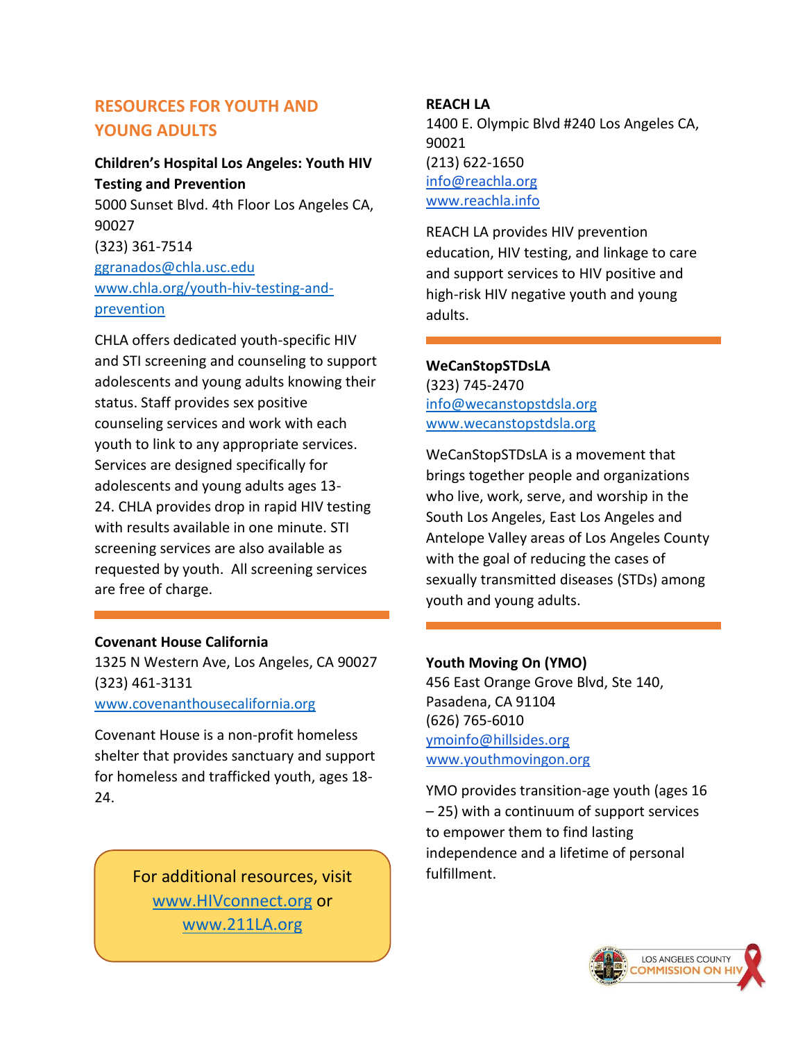## RESOURCES FOR YOUTH AND YOUNG ADULTS

**Children's Hospital Los Angeles: Youth HIV Testing and Prevention**
5000 Sunset Blvd. 4th Floor Los Angeles CA, 90027
(323) 361-7514
ggranados@chla.usc.edu
www.chla.org/youth-hiv-testing-and-prevention

CHLA offers dedicated youth-specific HIV and STI screening and counseling to support adolescents and young adults knowing their status. Staff provides sex positive counseling services and work with each youth to link to any appropriate services. Services are designed specifically for adolescents and young adults ages 13-24. CHLA provides drop in rapid HIV testing with results available in one minute. STI screening services are also available as requested by youth. All screening services are free of charge.

---

**Covenant House California**
1325 N Western Ave, Los Angeles, CA 90027
(323) 461-3131
www.covenanthousecalifornia.org

Covenant House is a non-profit homeless shelter that provides sanctuary and support for homeless and trafficked youth, ages 18-24.

For additional resources, visit www.HIVconnect.org or www.211LA.org

**REACH LA**
1400 E. Olympic Blvd #240 Los Angeles CA, 90021
(213) 622-1650
info@reachla.org
www.reachla.info

REACH LA provides HIV prevention education, HIV testing, and linkage to care and support services to HIV positive and high-risk HIV negative youth and young adults.

---

**WeCanStopSTDsLA**
(323) 745-2470
info@wecanstopstdsla.org
www.wecanstopstdsla.org

WeCanStopSTDsLA is a movement that brings together people and organizations who live, work, serve, and worship in the South Los Angeles, East Los Angeles and Antelope Valley areas of Los Angeles County with the goal of reducing the cases of sexually transmitted diseases (STDs) among youth and young adults.

---

**Youth Moving On (YMO)**
456 East Orange Grove Blvd, Ste 140, Pasadena, CA 91104
(626) 765-6010
ymoinfo@hillsides.org
www.youthmovingon.org

YMO provides transition-age youth (ages 16 – 25) with a continuum of support services to empower them to find lasting independence and a lifetime of personal fulfillment.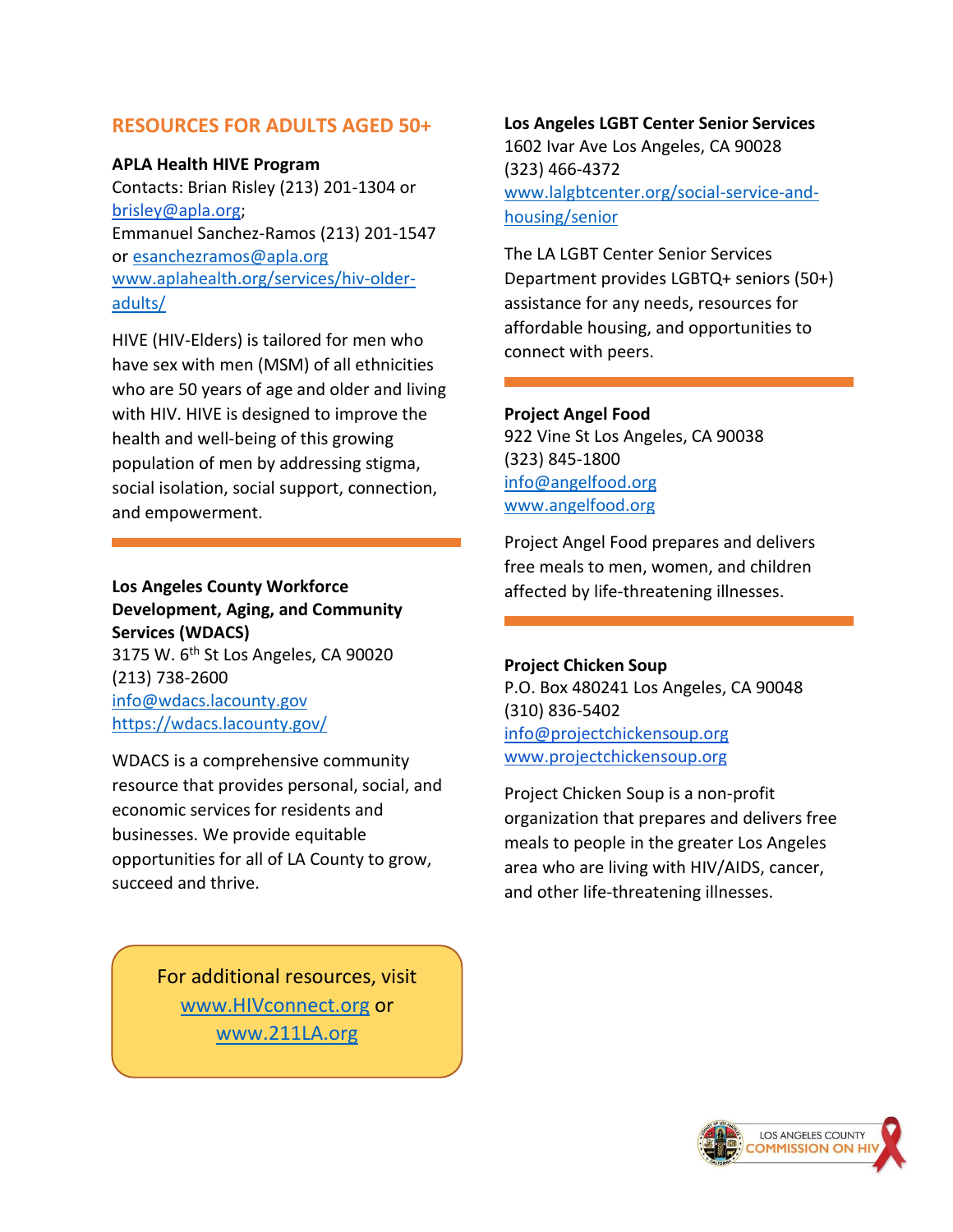## RESOURCES FOR ADULTS AGED 50+

**APLA Health HIVE Program**
Contacts: Brian Risley (213) 201-1304 or brisley@apla.org;
Emmanuel Sanchez-Ramos (213) 201-1547 or esanchezramos@apla.org
www.aplahealth.org/services/hiv-older-adults/

HIVE (HIV-Elders) is tailored for men who have sex with men (MSM) of all ethnicities who are 50 years of age and older and living with HIV. HIVE is designed to improve the health and well-being of this growing population of men by addressing stigma, social isolation, social support, connection, and empowerment.

---

**Los Angeles County Workforce Development, Aging, and Community Services (WDACS)**
3175 W. 6th St Los Angeles, CA 90020
(213) 738-2600
info@wdacs.lacounty.gov
https://wdacs.lacounty.gov/

WDACS is a comprehensive community resource that provides personal, social, and economic services for residents and businesses. We provide equitable opportunities for all of LA County to grow, succeed and thrive.

**Los Angeles LGBT Center Senior Services**
1602 Ivar Ave Los Angeles, CA 90028
(323) 466-4372
www.lalgbtcenter.org/social-service-and-housing/senior

The LA LGBT Center Senior Services Department provides LGBTQ+ seniors (50+) assistance for any needs, resources for affordable housing, and opportunities to connect with peers.

---

**Project Angel Food**
922 Vine St Los Angeles, CA 90038
(323) 845-1800
info@angelfood.org
www.angelfood.org

Project Angel Food prepares and delivers free meals to men, women, and children affected by life-threatening illnesses.

---

**Project Chicken Soup**
P.O. Box 480241 Los Angeles, CA 90048
(310) 836-5402
info@projectchickensoup.org
www.projectchickensoup.org

Project Chicken Soup is a non-profit organization that prepares and delivers free meals to people in the greater Los Angeles area who are living with HIV/AIDS, cancer, and other life-threatening illnesses.

For additional resources, visit www.HIVconnect.org or www.211LA.org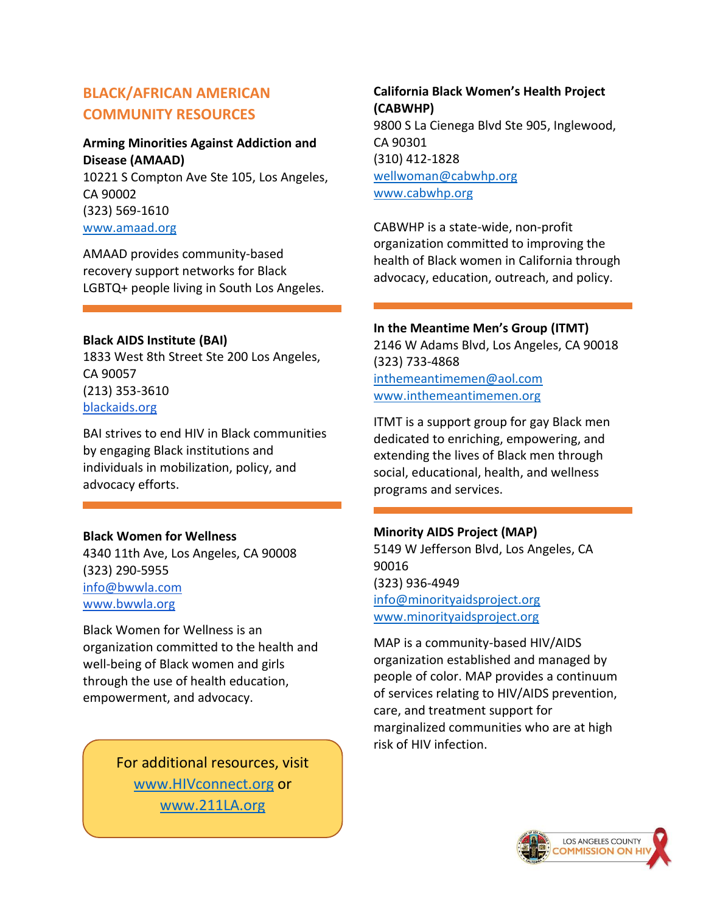## BLACK/AFRICAN AMERICAN COMMUNITY RESOURCES

**Arming Minorities Against Addiction and Disease (AMAAD)**
10221 S Compton Ave Ste 105, Los Angeles, CA 90002
(323) 569-1610
www.amaad.org

AMAAD provides community-based recovery support networks for Black LGBTQ+ people living in South Los Angeles.

**Black AIDS Institute (BAI)**
1833 West 8th Street Ste 200 Los Angeles, CA 90057
(213) 353-3610
blackaids.org

BAI strives to end HIV in Black communities by engaging Black institutions and individuals in mobilization, policy, and advocacy efforts.

**Black Women for Wellness**
4340 11th Ave, Los Angeles, CA 90008
(323) 290-5955
info@bwwla.com
www.bwwla.org

Black Women for Wellness is an organization committed to the health and well-being of Black women and girls through the use of health education, empowerment, and advocacy.

For additional resources, visit www.HIVconnect.org or www.211LA.org

**California Black Women's Health Project (CABWHP)**
9800 S La Cienega Blvd Ste 905, Inglewood, CA 90301
(310) 412-1828
wellwoman@cabwhp.org
www.cabwhp.org

CABWHP is a state-wide, non-profit organization committed to improving the health of Black women in California through advocacy, education, outreach, and policy.

**In the Meantime Men's Group (ITMT)**
2146 W Adams Blvd, Los Angeles, CA 90018
(323) 733-4868
inthemeantimemen@aol.com
www.inthemeantimemen.org

ITMT is a support group for gay Black men dedicated to enriching, empowering, and extending the lives of Black men through social, educational, health, and wellness programs and services.

**Minority AIDS Project (MAP)**
5149 W Jefferson Blvd, Los Angeles, CA 90016
(323) 936-4949
info@minorityaidsproject.org
www.minorityaidsproject.org

MAP is a community-based HIV/AIDS organization established and managed by people of color. MAP provides a continuum of services relating to HIV/AIDS prevention, care, and treatment support for marginalized communities who are at high risk of HIV infection.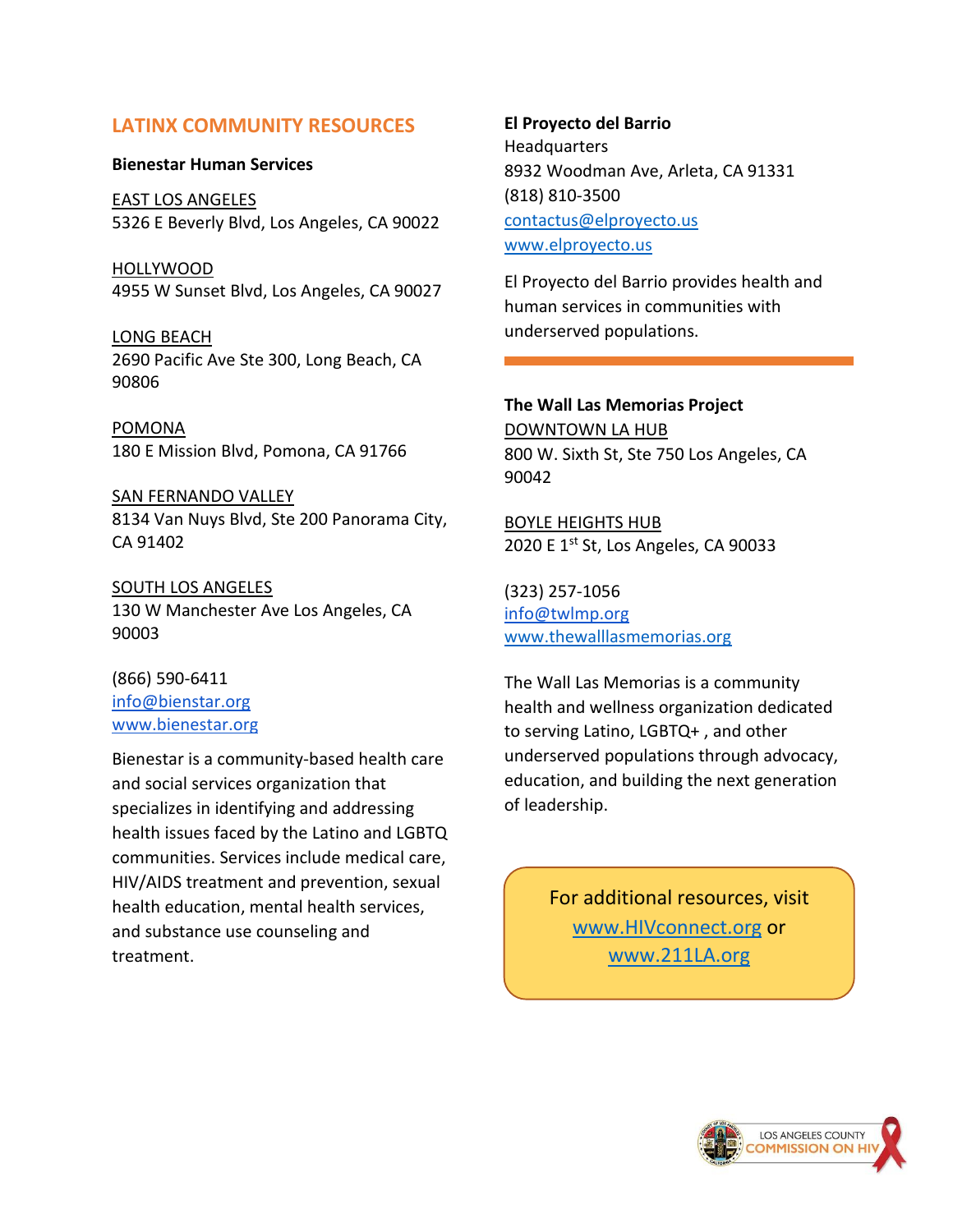## LATINX COMMUNITY RESOURCES

**Bienestar Human Services**

EAST LOS ANGELES
5326 E Beverly Blvd, Los Angeles, CA 90022

HOLLYWOOD
4955 W Sunset Blvd, Los Angeles, CA 90027

LONG BEACH
2690 Pacific Ave Ste 300, Long Beach, CA 90806

POMONA
180 E Mission Blvd, Pomona, CA 91766

SAN FERNANDO VALLEY
8134 Van Nuys Blvd, Ste 200 Panorama City, CA 91402

SOUTH LOS ANGELES
130 W Manchester Ave Los Angeles, CA 90003

(866) 590-6411
info@bienstar.org
www.bienestar.org

Bienestar is a community-based health care and social services organization that specializes in identifying and addressing health issues faced by the Latino and LGBTQ communities. Services include medical care, HIV/AIDS treatment and prevention, sexual health education, mental health services, and substance use counseling and treatment.

**El Proyecto del Barrio**
Headquarters
8932 Woodman Ave, Arleta, CA 91331
(818) 810-3500
contactus@elproyecto.us
www.elproyecto.us

El Proyecto del Barrio provides health and human services in communities with underserved populations.

---

**The Wall Las Memorias Project**

DOWNTOWN LA HUB
800 W. Sixth St, Ste 750 Los Angeles, CA 90042

BOYLE HEIGHTS HUB
2020 E 1st St, Los Angeles, CA 90033

(323) 257-1056
info@twlmp.org
www.thewalllasmemorias.org

The Wall Las Memorias is a community health and wellness organization dedicated to serving Latino, LGBTQ+ , and other underserved populations through advocacy, education, and building the next generation of leadership.

For additional resources, visit www.HIVconnect.org or www.211LA.org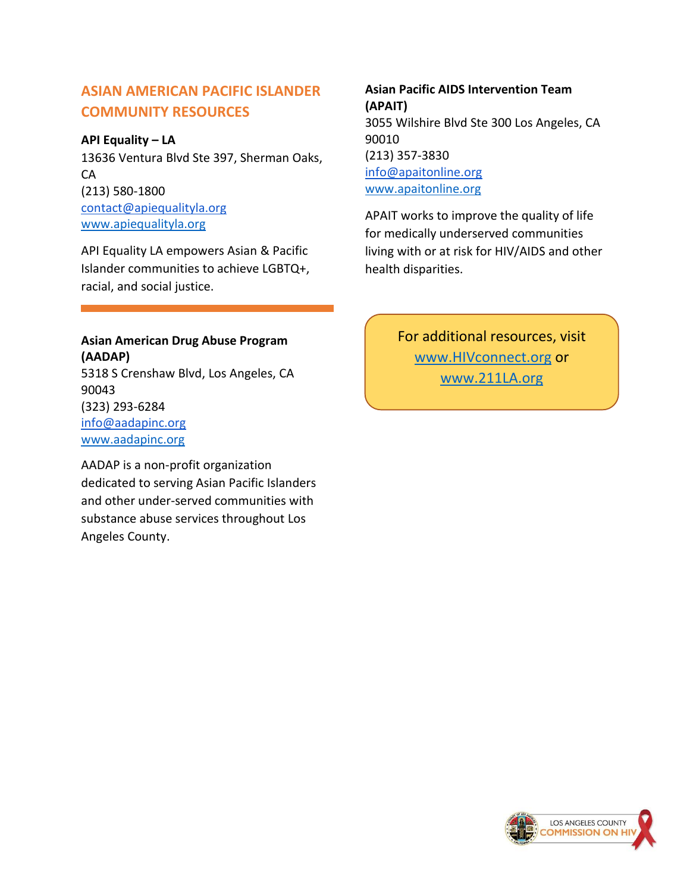## ASIAN AMERICAN PACIFIC ISLANDER COMMUNITY RESOURCES

**API Equality – LA**
13636 Ventura Blvd Ste 397, Sherman Oaks, CA
(213) 580-1800
contact@apiequalityla.org
www.apiequalityla.org

API Equality LA empowers Asian & Pacific Islander communities to achieve LGBTQ+, racial, and social justice.

---

**Asian American Drug Abuse Program (AADAP)**
5318 S Crenshaw Blvd, Los Angeles, CA 90043
(323) 293-6284
info@aadapinc.org
www.aadapinc.org

AADAP is a non-profit organization dedicated to serving Asian Pacific Islanders and other under-served communities with substance abuse services throughout Los Angeles County.

**Asian Pacific AIDS Intervention Team (APAIT)**
3055 Wilshire Blvd Ste 300 Los Angeles, CA 90010
(213) 357-3830
info@apaitonline.org
www.apaitonline.org

APAIT works to improve the quality of life for medically underserved communities living with or at risk for HIV/AIDS and other health disparities.

For additional resources, visit www.HIVconnect.org or www.211LA.org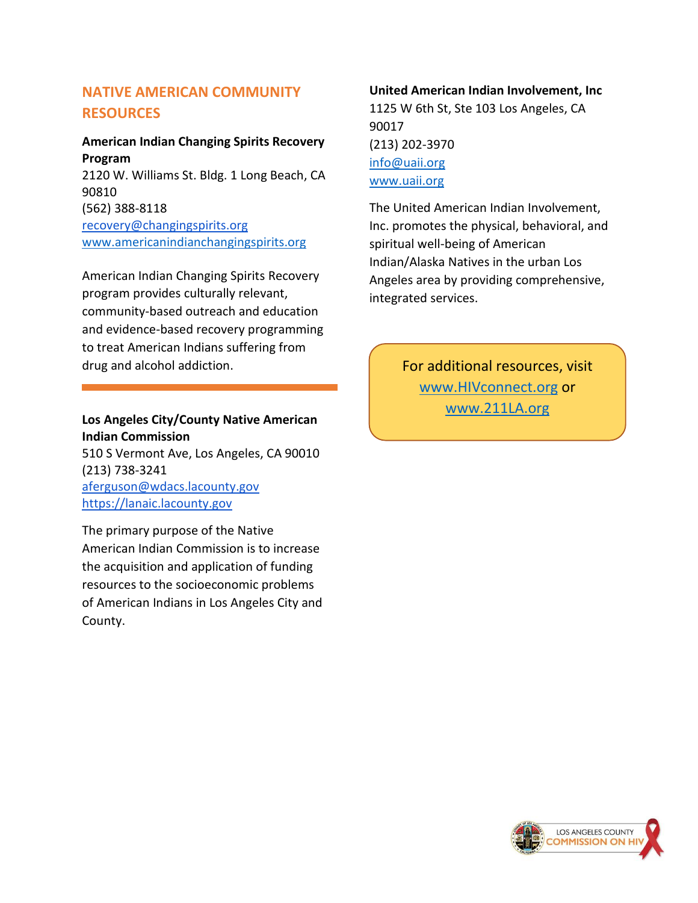## NATIVE AMERICAN COMMUNITY RESOURCES

**American Indian Changing Spirits Recovery Program**
2120 W. Williams St. Bldg. 1 Long Beach, CA 90810
(562) 388-8118
recovery@changingspirits.org
www.americanindianchangingspirits.org

American Indian Changing Spirits Recovery program provides culturally relevant, community-based outreach and education and evidence-based recovery programming to treat American Indians suffering from drug and alcohol addiction.

**Los Angeles City/County Native American Indian Commission**
510 S Vermont Ave, Los Angeles, CA 90010
(213) 738-3241
aferguson@wdacs.lacounty.gov
https://lanaic.lacounty.gov

The primary purpose of the Native American Indian Commission is to increase the acquisition and application of funding resources to the socioeconomic problems of American Indians in Los Angeles City and County.

**United American Indian Involvement, Inc**
1125 W 6th St, Ste 103 Los Angeles, CA 90017
(213) 202-3970
info@uaii.org
www.uaii.org

The United American Indian Involvement, Inc. promotes the physical, behavioral, and spiritual well-being of American Indian/Alaska Natives in the urban Los Angeles area by providing comprehensive, integrated services.

For additional resources, visit www.HIVconnect.org or www.211LA.org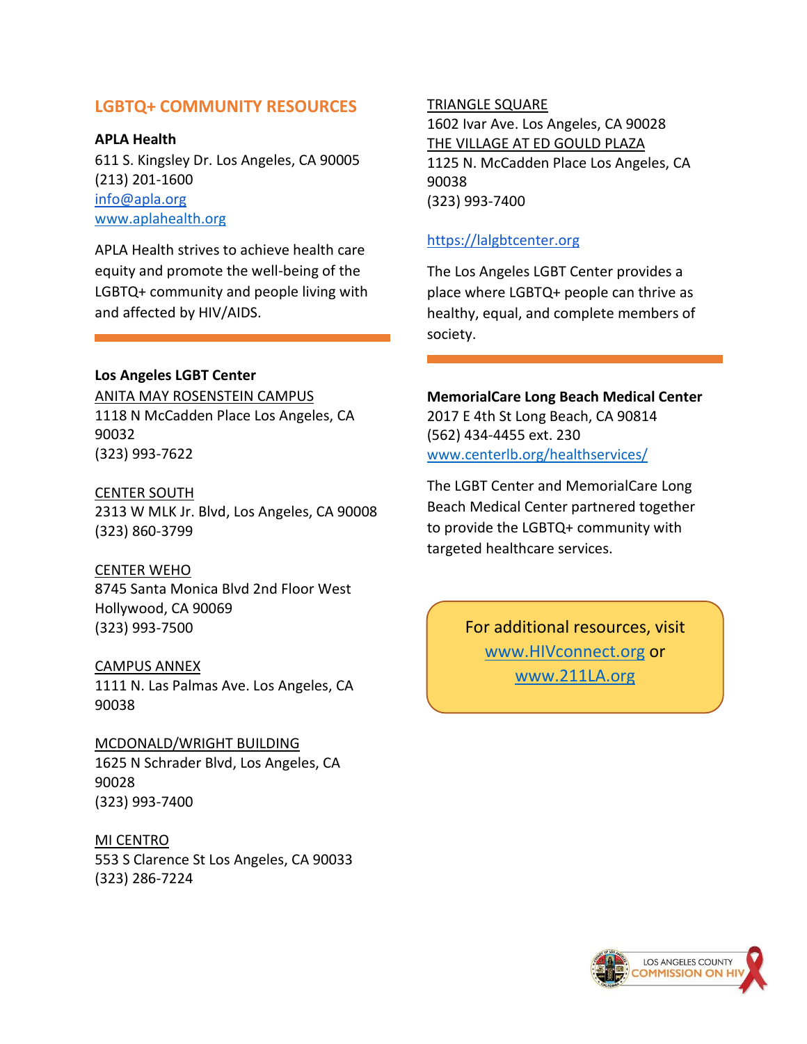## LGBTQ+ COMMUNITY RESOURCES

**APLA Health**
611 S. Kingsley Dr. Los Angeles, CA 90005
(213) 201-1600
info@apla.org
www.aplahealth.org

APLA Health strives to achieve health care equity and promote the well-being of the LGBTQ+ community and people living with and affected by HIV/AIDS.

---

**Los Angeles LGBT Center**

ANITA MAY ROSENSTEIN CAMPUS
1118 N McCadden Place Los Angeles, CA 90032
(323) 993-7622

CENTER SOUTH
2313 W MLK Jr. Blvd, Los Angeles, CA 90008
(323) 860-3799

CENTER WEHO
8745 Santa Monica Blvd 2nd Floor West Hollywood, CA 90069
(323) 993-7500

CAMPUS ANNEX
1111 N. Las Palmas Ave. Los Angeles, CA 90038

MCDONALD/WRIGHT BUILDING
1625 N Schrader Blvd, Los Angeles, CA 90028
(323) 993-7400

MI CENTRO
553 S Clarence St Los Angeles, CA 90033
(323) 286-7224

TRIANGLE SQUARE
1602 Ivar Ave. Los Angeles, CA 90028

THE VILLAGE AT ED GOULD PLAZA
1125 N. McCadden Place Los Angeles, CA 90038
(323) 993-7400

https://lalgbtcenter.org

The Los Angeles LGBT Center provides a place where LGBTQ+ people can thrive as healthy, equal, and complete members of society.

---

**MemorialCare Long Beach Medical Center**
2017 E 4th St Long Beach, CA 90814
(562) 434-4455 ext. 230
www.centerlb.org/healthservices/

The LGBT Center and MemorialCare Long Beach Medical Center partnered together to provide the LGBTQ+ community with targeted healthcare services.

For additional resources, visit www.HIVconnect.org or www.211LA.org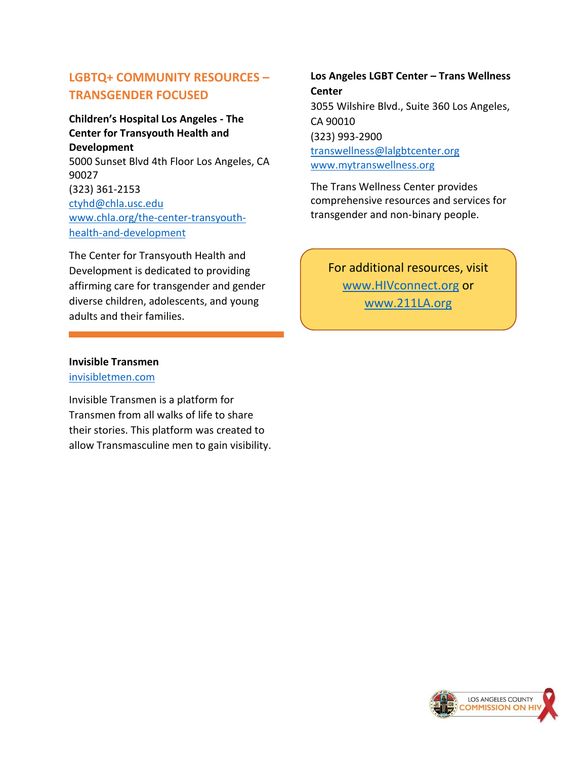## LGBTQ+ COMMUNITY RESOURCES – TRANSGENDER FOCUSED

**Children's Hospital Los Angeles - The Center for Transyouth Health and Development**
5000 Sunset Blvd 4th Floor Los Angeles, CA 90027
(323) 361-2153
ctyhd@chla.usc.edu
www.chla.org/the-center-transyouth-health-and-development

The Center for Transyouth Health and Development is dedicated to providing affirming care for transgender and gender diverse children, adolescents, and young adults and their families.

**Invisible Transmen**
invisibletmen.com

Invisible Transmen is a platform for Transmen from all walks of life to share their stories. This platform was created to allow Transmasculine men to gain visibility.

**Los Angeles LGBT Center – Trans Wellness Center**
3055 Wilshire Blvd., Suite 360 Los Angeles, CA 90010
(323) 993-2900
transwellness@lalgbtcenter.org
www.mytranswellness.org

The Trans Wellness Center provides comprehensive resources and services for transgender and non-binary people.

For additional resources, visit www.HIVconnect.org or www.211LA.org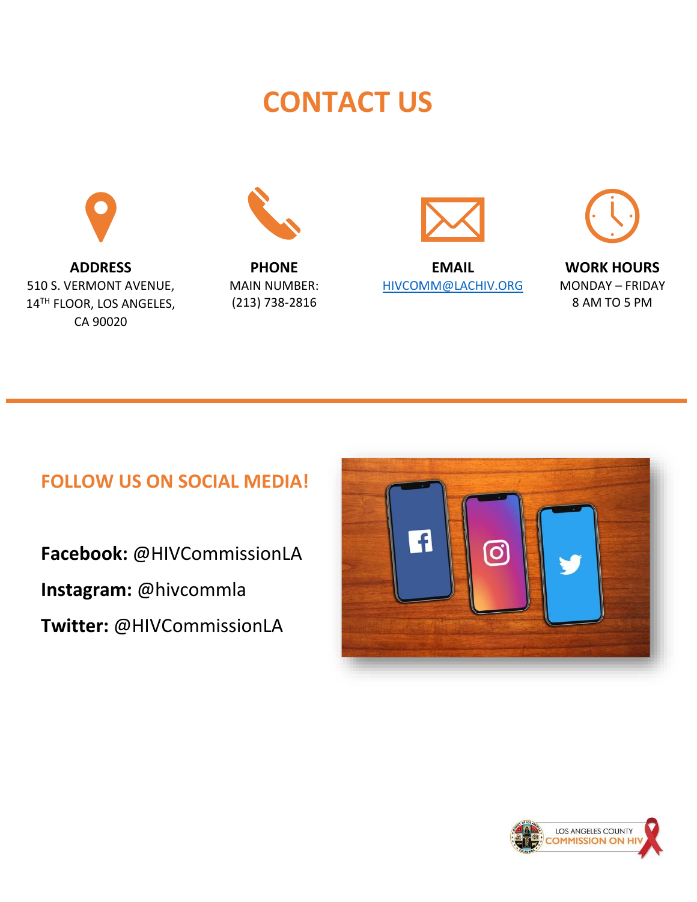# CONTACT US

**ADDRESS**
510 S. VERMONT AVENUE, 14TH FLOOR, LOS ANGELES, CA 90020

**PHONE**
MAIN NUMBER: (213) 738-2816

**EMAIL**
HIVCOMM@LACHIV.ORG

**WORK HOURS**
MONDAY – FRIDAY
8 AM TO 5 PM

## FOLLOW US ON SOCIAL MEDIA!

**Facebook:** @HIVCommissionLA

**Instagram:** @hivcommla

**Twitter:** @HIVCommissionLA

LOS ANGELES COUNTY COMMISSION ON HIV